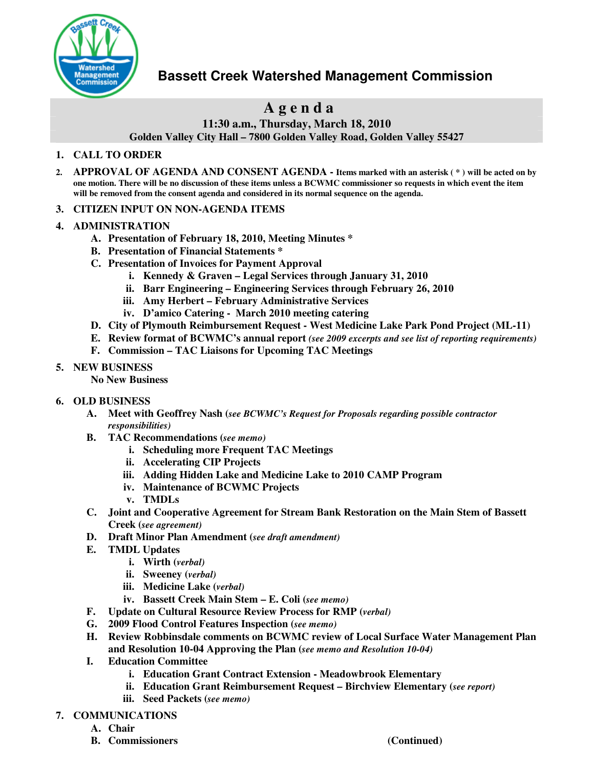# Bassett Creek Watershed Management Commission

## Agenda

**11:30 a.m., Thursday, March 18, 2010**
**Golden Valley City Hall – 7800 Golden Valley Road, Golden Valley 55427**

1. **CALL TO ORDER**
2. **APPROVAL OF AGENDA AND CONSENT AGENDA - Items marked with an asterisk ( * ) will be acted on by one motion. There will be no discussion of these items unless a BCWMC commissioner so requests in which event the item will be removed from the consent agenda and considered in its normal sequence on the agenda.**
3. **CITIZEN INPUT ON NON-AGENDA ITEMS**
4. **ADMINISTRATION**
   - A. **Presentation of February 18, 2010, Meeting Minutes ***
   - B. **Presentation of Financial Statements ***
   - C. **Presentation of Invoices for Payment Approval**
     - i. **Kennedy & Graven – Legal Services through January 31, 2010**
     - ii. **Barr Engineering – Engineering Services through February 26, 2010**
     - iii. **Amy Herbert – February Administrative Services**
     - iv. **D'amico Catering - March 2010 meeting catering**
   - D. **City of Plymouth Reimbursement Request - West Medicine Lake Park Pond Project (ML-11)**
   - E. **Review format of BCWMC's annual report** ***(see 2009 excerpts and see list of reporting requirements)***
   - F. **Commission – TAC Liaisons for Upcoming TAC Meetings**
5. **NEW BUSINESS**

   **No New Business**
6. **OLD BUSINESS**
   - A. **Meet with Geoffrey Nash (*****see BCWMC's Request for Proposals regarding possible contractor responsibilities*****)**
   - B. **TAC Recommendations (*****see memo*****)**
     - i. **Scheduling more Frequent TAC Meetings**
     - ii. **Accelerating CIP Projects**
     - iii. **Adding Hidden Lake and Medicine Lake to 2010 CAMP Program**
     - iv. **Maintenance of BCWMC Projects**
     - v. **TMDLs**
   - C. **Joint and Cooperative Agreement for Stream Bank Restoration on the Main Stem of Bassett Creek (*****see agreement*****)**
   - D. **Draft Minor Plan Amendment (*****see draft amendment*****)**
   - E. **TMDL Updates**
     - i. **Wirth (*****verbal*****)**
     - ii. **Sweeney (*****verbal*****)**
     - iii. **Medicine Lake (*****verbal*****)**
     - iv. **Bassett Creek Main Stem – E. Coli (*****see memo*****)**
   - F. **Update on Cultural Resource Review Process for RMP (*****verbal*****)**
   - G. **2009 Flood Control Features Inspection (*****see memo*****)**
   - H. **Review Robbinsdale comments on BCWMC review of Local Surface Water Management Plan and Resolution 10-04 Approving the Plan (*****see memo and Resolution 10-04*****)**
   - I. **Education Committee**
     - i. **Education Grant Contract Extension - Meadowbrook Elementary**
     - ii. **Education Grant Reimbursement Request – Birchview Elementary (*****see report*****)**
     - iii. **Seed Packets (*****see memo*****)**
7. **COMMUNICATIONS**
   - A. **Chair**
   - B. **Commissioners**

**(Continued)**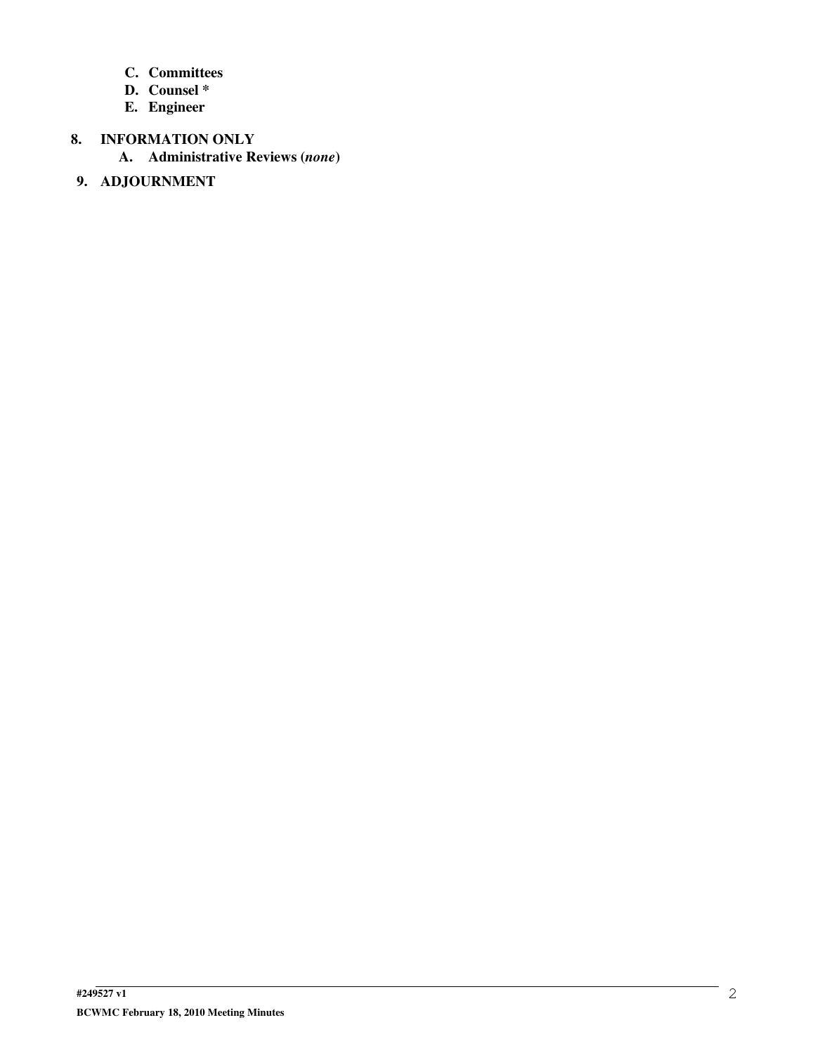**C. Committees**
**D. Counsel \***
**E. Engineer**

**8. INFORMATION ONLY**

**A. Administrative Reviews (*none*)**

**9. ADJOURNMENT**